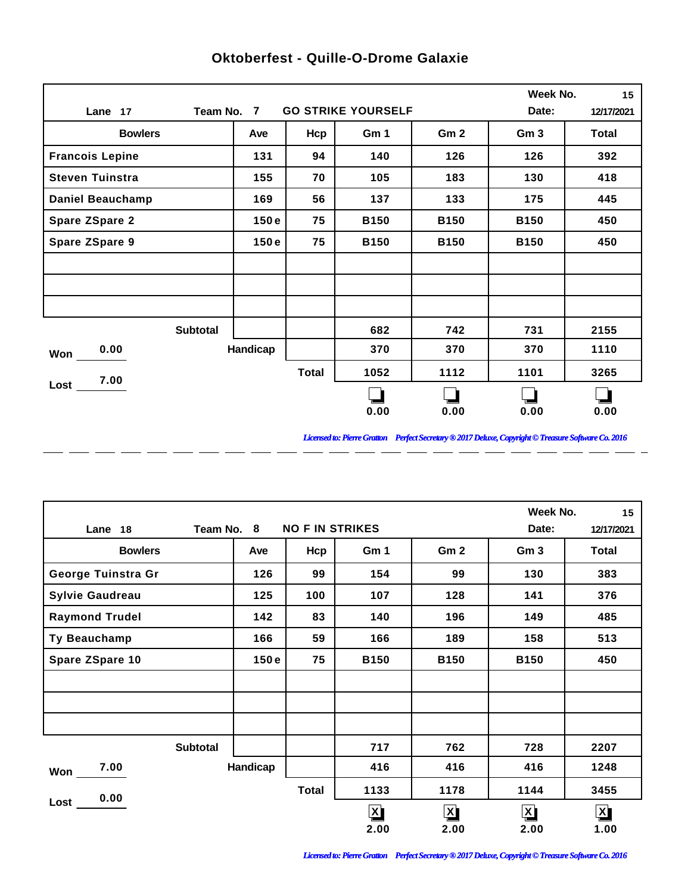# Oktoberfest - Quille-O-Drome Galaxie

Lane 17 | Team No. 7 | GO STRIKE YOURSELF | Week No. 15 | Date: 12/17/2021

| Bowlers | Ave | Hcp | Gm 1 | Gm 2 | Gm 3 | Total |
|---|---|---|---|---|---|---|
| Francois Lepine | 131 | 94 | 140 | 126 | 126 | 392 |
| Steven Tuinstra | 155 | 70 | 105 | 183 | 130 | 418 |
| Daniel Beauchamp | 169 | 56 | 137 | 133 | 175 | 445 |
| Spare ZSpare 2 | 150 e | 75 | B150 | B150 | B150 | 450 |
| Spare ZSpare 9 | 150 e | 75 | B150 | B150 | B150 | 450 |
| | | | | | | |
| | | | | | | |
| | | | | | | |
| Subtotal | | | 682 | 742 | 731 | 2155 |
| Handicap | | | 370 | 370 | 370 | 1110 |
| | | Total | 1052 | 1112 | 1101 | 3265 |
| | | | ☐ 0.00 | ☐ 0.00 | ☐ 0.00 | ☐ 0.00 |

Won 0.00

Lost 7.00

*Licensed to: Pierre Gratton Perfect Secretary ® 2017 Deluxe, Copyright © Treasure Software Co. 2016*

---

Lane 18 | Team No. 8 | NO F IN STRIKES | Week No. 15 | Date: 12/17/2021

| Bowlers | Ave | Hcp | Gm 1 | Gm 2 | Gm 3 | Total |
|---|---|---|---|---|---|---|
| George Tuinstra Gr | 126 | 99 | 154 | 99 | 130 | 383 |
| Sylvie Gaudreau | 125 | 100 | 107 | 128 | 141 | 376 |
| Raymond Trudel | 142 | 83 | 140 | 196 | 149 | 485 |
| Ty Beauchamp | 166 | 59 | 166 | 189 | 158 | 513 |
| Spare ZSpare 10 | 150 e | 75 | B150 | B150 | B150 | 450 |
| | | | | | | |
| | | | | | | |
| | | | | | | |
| Subtotal | | | 717 | 762 | 728 | 2207 |
| Handicap | | | 416 | 416 | 416 | 1248 |
| | | Total | 1133 | 1178 | 1144 | 3455 |
| | | | ☒ 2.00 | ☒ 2.00 | ☒ 2.00 | ☒ 1.00 |

Won 7.00

Lost 0.00

*Licensed to: Pierre Gratton Perfect Secretary ® 2017 Deluxe, Copyright © Treasure Software Co. 2016*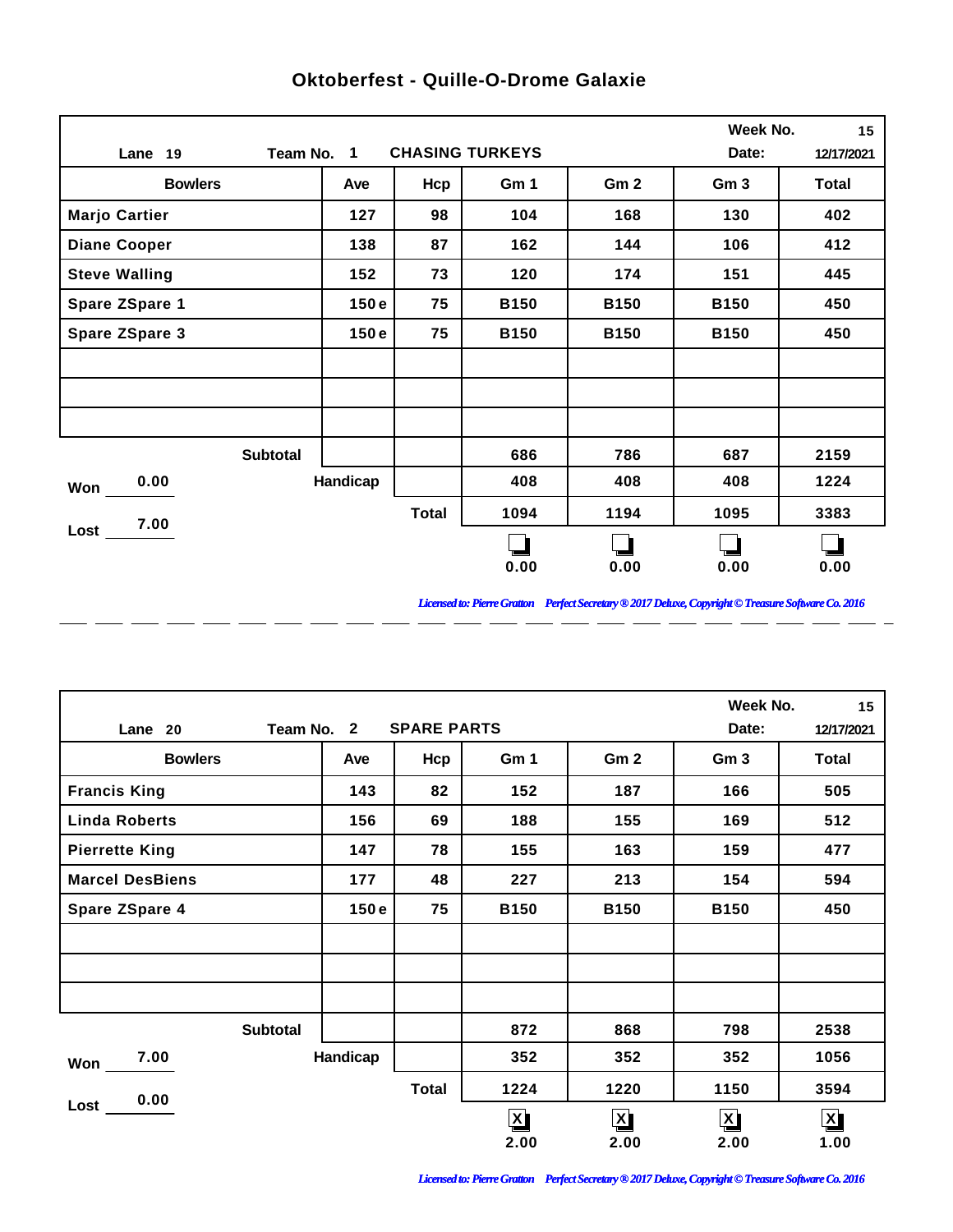# Oktoberfest - Quille-O-Drome Galaxie

Lane 19 | Team No. 1 | CHASING TURKEYS | Week No. 15 | Date: 12/17/2021

| Bowlers | Ave | Hcp | Gm 1 | Gm 2 | Gm 3 | Total |
|---|---|---|---|---|---|---|
| Marjo Cartier | 127 | 98 | 104 | 168 | 130 | 402 |
| Diane Cooper | 138 | 87 | 162 | 144 | 106 | 412 |
| Steve Walling | 152 | 73 | 120 | 174 | 151 | 445 |
| Spare ZSpare 1 | 150 e | 75 | B150 | B150 | B150 | 450 |
| Spare ZSpare 3 | 150 e | 75 | B150 | B150 | B150 | 450 |
| | | | | | | |
| | | | | | | |
| | | | | | | |
| Subtotal | | | 686 | 786 | 687 | 2159 |
| Handicap | | | 408 | 408 | 408 | 1224 |
| Total | | | 1094 | 1194 | 1095 | 3383 |
| | | | ☐ 0.00 | ☐ 0.00 | ☐ 0.00 | ☐ 0.00 |

Won 0.00

Lost 7.00

*Licensed to: Pierre Gratton Perfect Secretary ® 2017 Deluxe, Copyright © Treasure Software Co. 2016*

---

Lane 20 | Team No. 2 | SPARE PARTS | Week No. 15 | Date: 12/17/2021

| Bowlers | Ave | Hcp | Gm 1 | Gm 2 | Gm 3 | Total |
|---|---|---|---|---|---|---|
| Francis King | 143 | 82 | 152 | 187 | 166 | 505 |
| Linda Roberts | 156 | 69 | 188 | 155 | 169 | 512 |
| Pierrette King | 147 | 78 | 155 | 163 | 159 | 477 |
| Marcel DesBiens | 177 | 48 | 227 | 213 | 154 | 594 |
| Spare ZSpare 4 | 150 e | 75 | B150 | B150 | B150 | 450 |
| | | | | | | |
| | | | | | | |
| | | | | | | |
| Subtotal | | | 872 | 868 | 798 | 2538 |
| Handicap | | | 352 | 352 | 352 | 1056 |
| Total | | | 1224 | 1220 | 1150 | 3594 |
| | | | ☒ 2.00 | ☒ 2.00 | ☒ 2.00 | ☒ 1.00 |

Won 7.00

Lost 0.00

*Licensed to: Pierre Gratton Perfect Secretary ® 2017 Deluxe, Copyright © Treasure Software Co. 2016*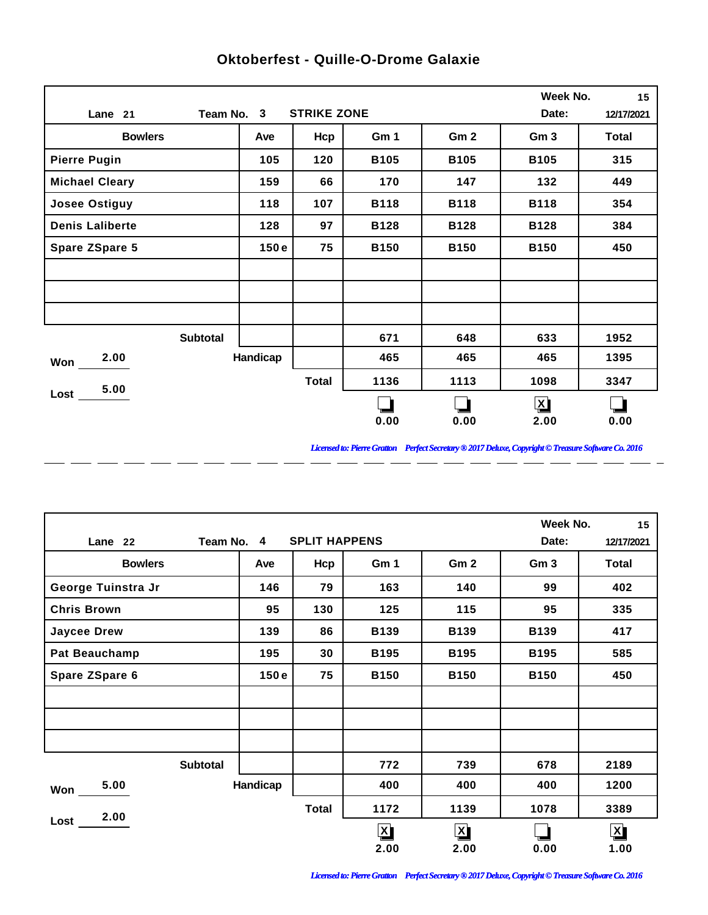# Oktoberfest - Quille-O-Drome Galaxie

| Lane 21 | Team No. 3 | STRIKE ZONE | | Week No. 15 | Date: 12/17/2021 | |
|---|---|---|---|---|---|---|
| **Bowlers** | **Ave** | **Hcp** | **Gm 1** | **Gm 2** | **Gm 3** | **Total** |
| Pierre Pugin | 105 | 120 | B105 | B105 | B105 | 315 |
| Michael Cleary | 159 | 66 | 170 | 147 | 132 | 449 |
| Josee Ostiguy | 118 | 107 | B118 | B118 | B118 | 354 |
| Denis Laliberte | 128 | 97 | B128 | B128 | B128 | 384 |
| Spare ZSpare 5 | 150 e | 75 | B150 | B150 | B150 | 450 |
| Subtotal | | | 671 | 648 | 633 | 1952 |
| Handicap | | | 465 | 465 | 465 | 1395 |
| Total | | | 1136 | 1113 | 1098 | 3347 |
| | | | ☐ 0.00 | ☐ 0.00 | ☒ 2.00 | ☐ 0.00 |

Won 2.00

Lost 5.00

*Licensed to: Pierre Gratton Perfect Secretary ® 2017 Deluxe, Copyright © Treasure Software Co. 2016*

| Lane 22 | Team No. 4 | SPLIT HAPPENS | | Week No. 15 | Date: 12/17/2021 | |
|---|---|---|---|---|---|---|
| **Bowlers** | **Ave** | **Hcp** | **Gm 1** | **Gm 2** | **Gm 3** | **Total** |
| George Tuinstra Jr | 146 | 79 | 163 | 140 | 99 | 402 |
| Chris Brown | 95 | 130 | 125 | 115 | 95 | 335 |
| Jaycee Drew | 139 | 86 | B139 | B139 | B139 | 417 |
| Pat Beauchamp | 195 | 30 | B195 | B195 | B195 | 585 |
| Spare ZSpare 6 | 150 e | 75 | B150 | B150 | B150 | 450 |
| Subtotal | | | 772 | 739 | 678 | 2189 |
| Handicap | | | 400 | 400 | 400 | 1200 |
| Total | | | 1172 | 1139 | 1078 | 3389 |
| | | | ☒ 2.00 | ☒ 2.00 | ☐ 0.00 | ☒ 1.00 |

Won 5.00

Lost 2.00

*Licensed to: Pierre Gratton Perfect Secretary ® 2017 Deluxe, Copyright © Treasure Software Co. 2016*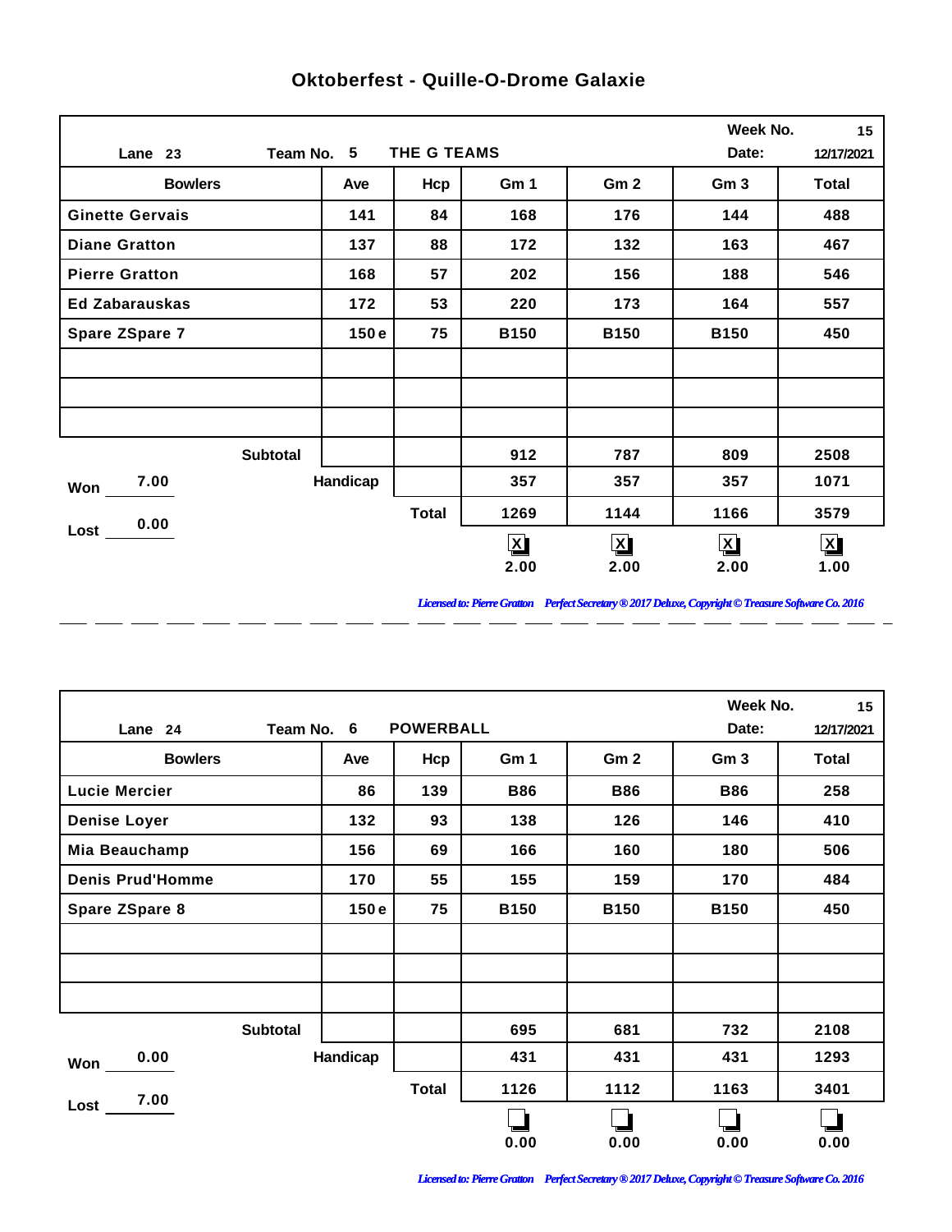# Oktoberfest - Quille-O-Drome Galaxie

Lane 23 | Team No. 5 | THE G TEAMS | Week No. 15 | Date: 12/17/2021

| Bowlers | Ave | Hcp | Gm 1 | Gm 2 | Gm 3 | Total |
|---|---|---|---|---|---|---|
| Ginette Gervais | 141 | 84 | 168 | 176 | 144 | 488 |
| Diane Gratton | 137 | 88 | 172 | 132 | 163 | 467 |
| Pierre Gratton | 168 | 57 | 202 | 156 | 188 | 546 |
| Ed Zabarauskas | 172 | 53 | 220 | 173 | 164 | 557 |
| Spare ZSpare 7 | 150 e | 75 | B150 | B150 | B150 | 450 |
| | | | | | | |
| | | | | | | |
| | | | | | | |
| Subtotal | | | 912 | 787 | 809 | 2508 |
| Handicap | | | 357 | 357 | 357 | 1071 |
| Total | | | 1269 | 1144 | 1166 | 3579 |
| | | | X 2.00 | X 2.00 | X 2.00 | X 1.00 |

Won 7.00

Lost 0.00

*Licensed to: Pierre Gratton Perfect Secretary ® 2017 Deluxe, Copyright © Treasure Software Co. 2016*

Lane 24 | Team No. 6 | POWERBALL | Week No. 15 | Date: 12/17/2021

| Bowlers | Ave | Hcp | Gm 1 | Gm 2 | Gm 3 | Total |
|---|---|---|---|---|---|---|
| Lucie Mercier | 86 | 139 | B86 | B86 | B86 | 258 |
| Denise Loyer | 132 | 93 | 138 | 126 | 146 | 410 |
| Mia Beauchamp | 156 | 69 | 166 | 160 | 180 | 506 |
| Denis Prud'Homme | 170 | 55 | 155 | 159 | 170 | 484 |
| Spare ZSpare 8 | 150 e | 75 | B150 | B150 | B150 | 450 |
| | | | | | | |
| | | | | | | |
| | | | | | | |
| Subtotal | | | 695 | 681 | 732 | 2108 |
| Handicap | | | 431 | 431 | 431 | 1293 |
| Total | | | 1126 | 1112 | 1163 | 3401 |
| | | | 0.00 | 0.00 | 0.00 | 0.00 |

Won 0.00

Lost 7.00

*Licensed to: Pierre Gratton Perfect Secretary ® 2017 Deluxe, Copyright © Treasure Software Co. 2016*